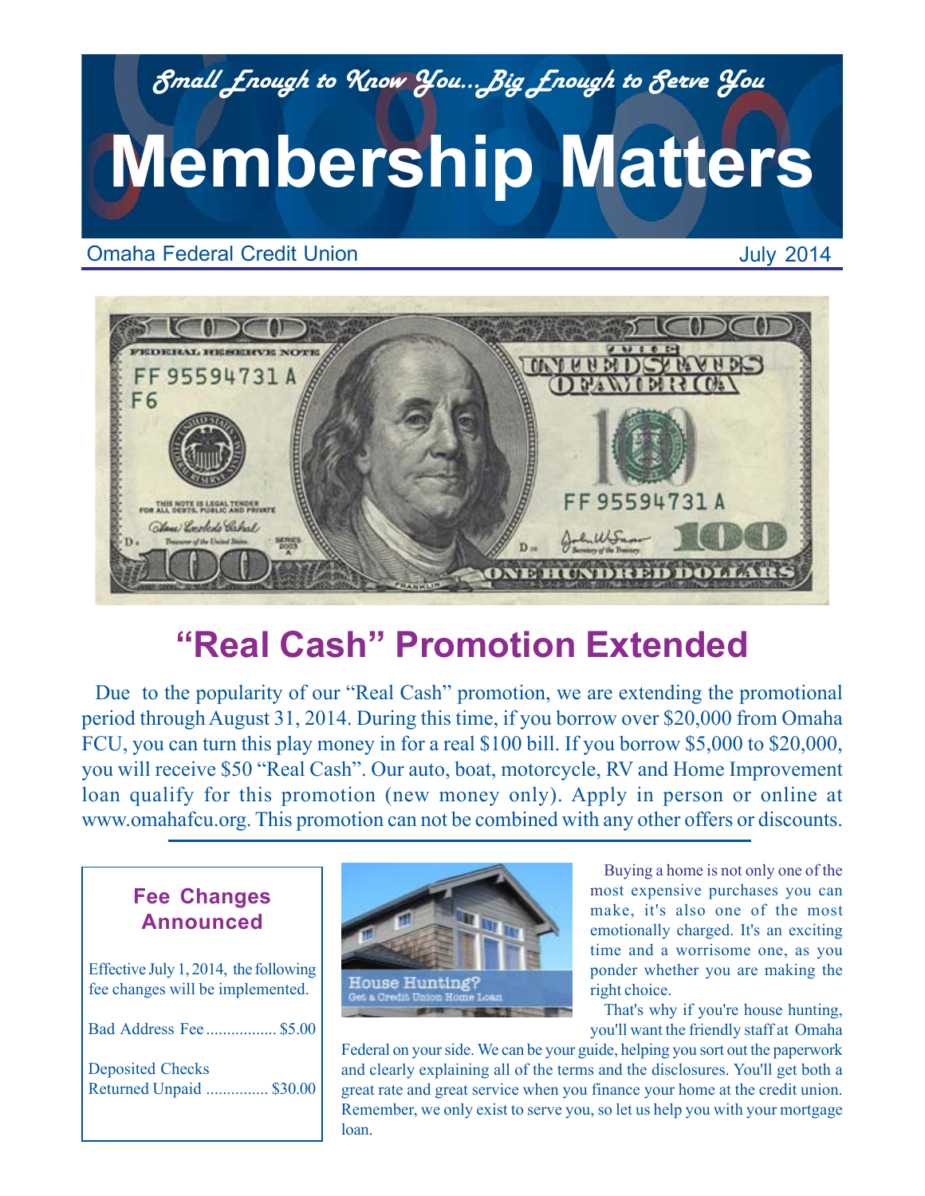*Small Enough to Know You...Big Enough to Serve You*

# Membership Matters

Omaha Federal Credit Union July 2014

## "Real Cash" Promotion Extended

Due to the popularity of our "Real Cash" promotion, we are extending the promotional period through August 31, 2014. During this time, if you borrow over $20,000 from Omaha FCU, you can turn this play money in for a real $100 bill. If you borrow $5,000 to $20,000, you will receive $50 "Real Cash". Our auto, boat, motorcycle, RV and Home Improvement loan qualify for this promotion (new money only). Apply in person or online at www.omahafcu.org. This promotion can not be combined with any other offers or discounts.

### Fee Changes Announced

Effective July 1, 2014, the following fee changes will be implemented.

Bad Address Fee ................. $5.00

Deposited Checks Returned Unpaid ............... $30.00

House Hunting?
Get a Credit Union Home Loan

Buying a home is not only one of the most expensive purchases you can make, it's also one of the most emotionally charged. It's an exciting time and a worrisome one, as you ponder whether you are making the right choice.

That's why if you're house hunting, you'll want the friendly staff at Omaha Federal on your side. We can be your guide, helping you sort out the paperwork and clearly explaining all of the terms and the disclosures. You'll get both a great rate and great service when you finance your home at the credit union. Remember, we only exist to serve you, so let us help you with your mortgage loan.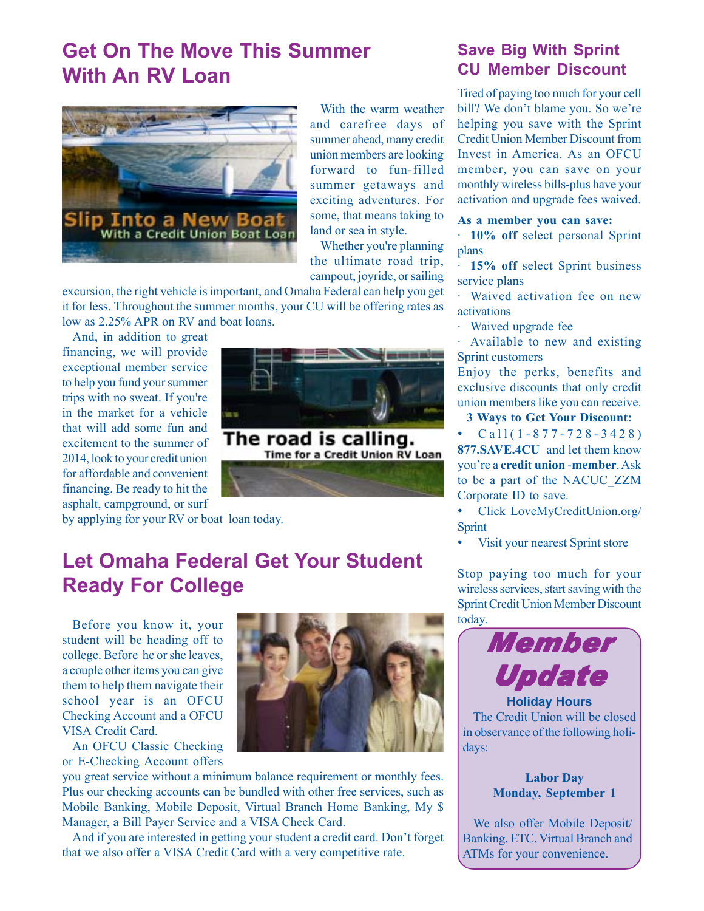## Get On The Move This Summer With An RV Loan

Slip Into a New Boat
With a Credit Union Boat Loan

With the warm weather and carefree days of summer ahead, many credit union members are looking forward to fun-filled summer getaways and exciting adventures. For some, that means taking to land or sea in style.

Whether you're planning the ultimate road trip, campout, joyride, or sailing excursion, the right vehicle is important, and Omaha Federal can help you get it for less. Throughout the summer months, your CU will be offering rates as low as 2.25% APR on RV and boat loans.

And, in addition to great financing, we will provide exceptional member service to help you fund your summer trips with no sweat. If you're in the market for a vehicle that will add some fun and excitement to the summer of 2014, look to your credit union for affordable and convenient financing. Be ready to hit the asphalt, campground, or surf by applying for your RV or boat loan today.

The road is calling.
Time for a Credit Union RV Loan

## Let Omaha Federal Get Your Student Ready For College

Before you know it, your student will be heading off to college. Before he or she leaves, a couple other items you can give them to help them navigate their school year is an OFCU Checking Account and a OFCU VISA Credit Card.

An OFCU Classic Checking or E-Checking Account offers you great service without a minimum balance requirement or monthly fees. Plus our checking accounts can be bundled with other free services, such as Mobile Banking, Mobile Deposit, Virtual Branch Home Banking, My $ Manager, a Bill Payer Service and a VISA Check Card.

And if you are interested in getting your student a credit card. Don't forget that we also offer a VISA Credit Card with a very competitive rate.

## Save Big With Sprint CU Member Discount

Tired of paying too much for your cell bill? We don't blame you. So we're helping you save with the Sprint Credit Union Member Discount from Invest in America. As an OFCU member, you can save on your monthly wireless bills-plus have your activation and upgrade fees waived.

**As a member you can save:**

- **10% off** select personal Sprint plans
- **15% off** select Sprint business service plans
- Waived activation fee on new activations
- Waived upgrade fee
- Available to new and existing Sprint customers

Enjoy the perks, benefits and exclusive discounts that only credit union members like you can receive.

**3 Ways to Get Your Discount:**

- Call (1-877-728-3428) **877.SAVE.4CU** and let them know you're a **credit union -member**. Ask to be a part of the NACUC_ZZM Corporate ID to save.
- Click LoveMyCreditUnion.org/Sprint
- Visit your nearest Sprint store

Stop paying too much for your wireless services, start saving with the Sprint Credit Union Member Discount today.

## Member Update

**Holiday Hours**

The Credit Union will be closed in observance of the following holidays:

**Labor Day**
**Monday, September 1**

We also offer Mobile Deposit/Banking, ETC, Virtual Branch and ATMs for your convenience.